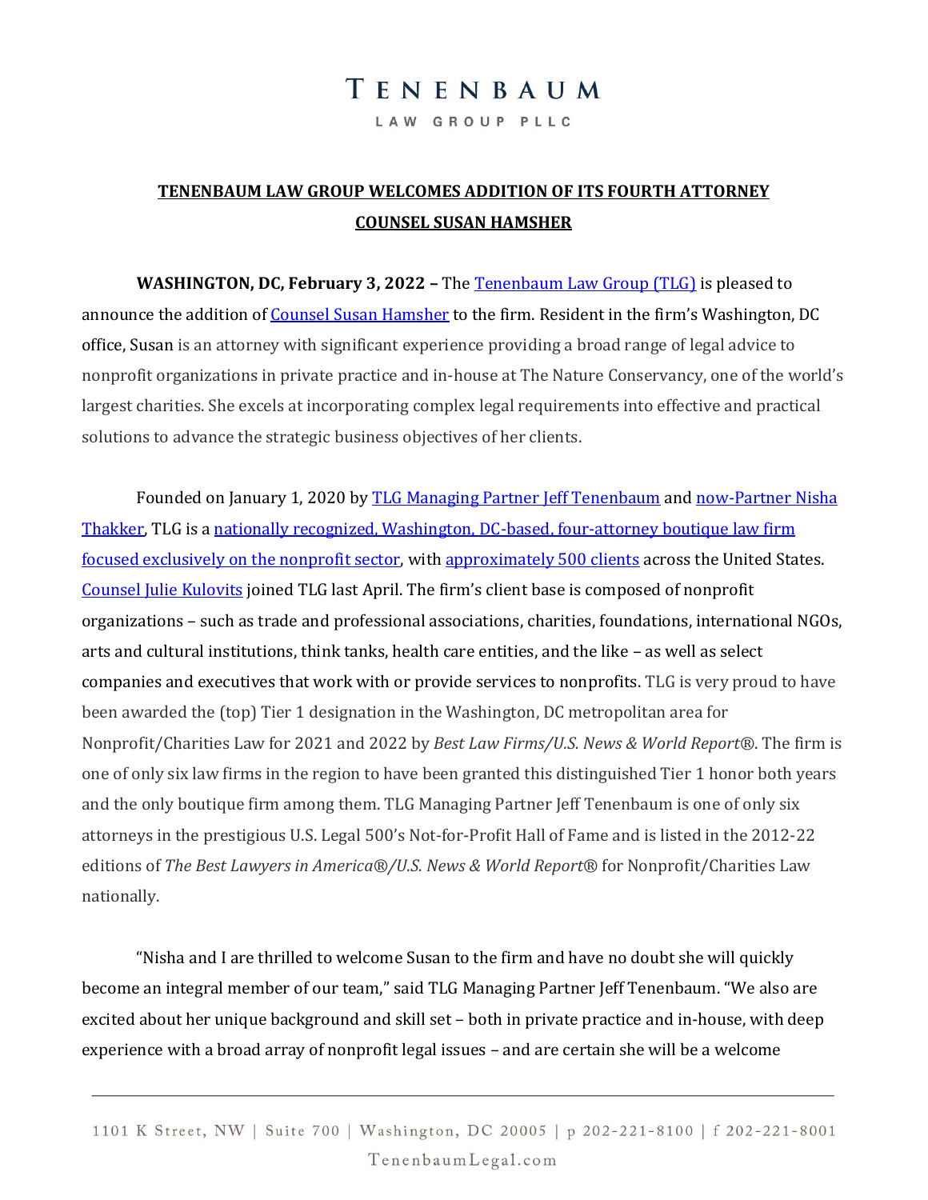# TENENBAUM
LAW GROUP PLLC

**TENENBAUM LAW GROUP WELCOMES ADDITION OF ITS FOURTH ATTORNEY COUNSEL SUSAN HAMSHER**

**WASHINGTON, DC, February 3, 2022 –** The Tenenbaum Law Group (TLG) is pleased to announce the addition of Counsel Susan Hamsher to the firm. Resident in the firm's Washington, DC office, Susan is an attorney with significant experience providing a broad range of legal advice to nonprofit organizations in private practice and in-house at The Nature Conservancy, one of the world's largest charities. She excels at incorporating complex legal requirements into effective and practical solutions to advance the strategic business objectives of her clients.

Founded on January 1, 2020 by TLG Managing Partner Jeff Tenenbaum and now-Partner Nisha Thakker, TLG is a nationally recognized, Washington, DC-based, four-attorney boutique law firm focused exclusively on the nonprofit sector, with approximately 500 clients across the United States. Counsel Julie Kulovits joined TLG last April. The firm's client base is composed of nonprofit organizations – such as trade and professional associations, charities, foundations, international NGOs, arts and cultural institutions, think tanks, health care entities, and the like – as well as select companies and executives that work with or provide services to nonprofits. TLG is very proud to have been awarded the (top) Tier 1 designation in the Washington, DC metropolitan area for Nonprofit/Charities Law for 2021 and 2022 by *Best Law Firms/U.S. News & World Report*®. The firm is one of only six law firms in the region to have been granted this distinguished Tier 1 honor both years and the only boutique firm among them. TLG Managing Partner Jeff Tenenbaum is one of only six attorneys in the prestigious U.S. Legal 500's Not-for-Profit Hall of Fame and is listed in the 2012-22 editions of *The Best Lawyers in America®/U.S. News & World Report*® for Nonprofit/Charities Law nationally.

"Nisha and I are thrilled to welcome Susan to the firm and have no doubt she will quickly become an integral member of our team," said TLG Managing Partner Jeff Tenenbaum. "We also are excited about her unique background and skill set – both in private practice and in-house, with deep experience with a broad array of nonprofit legal issues – and are certain she will be a welcome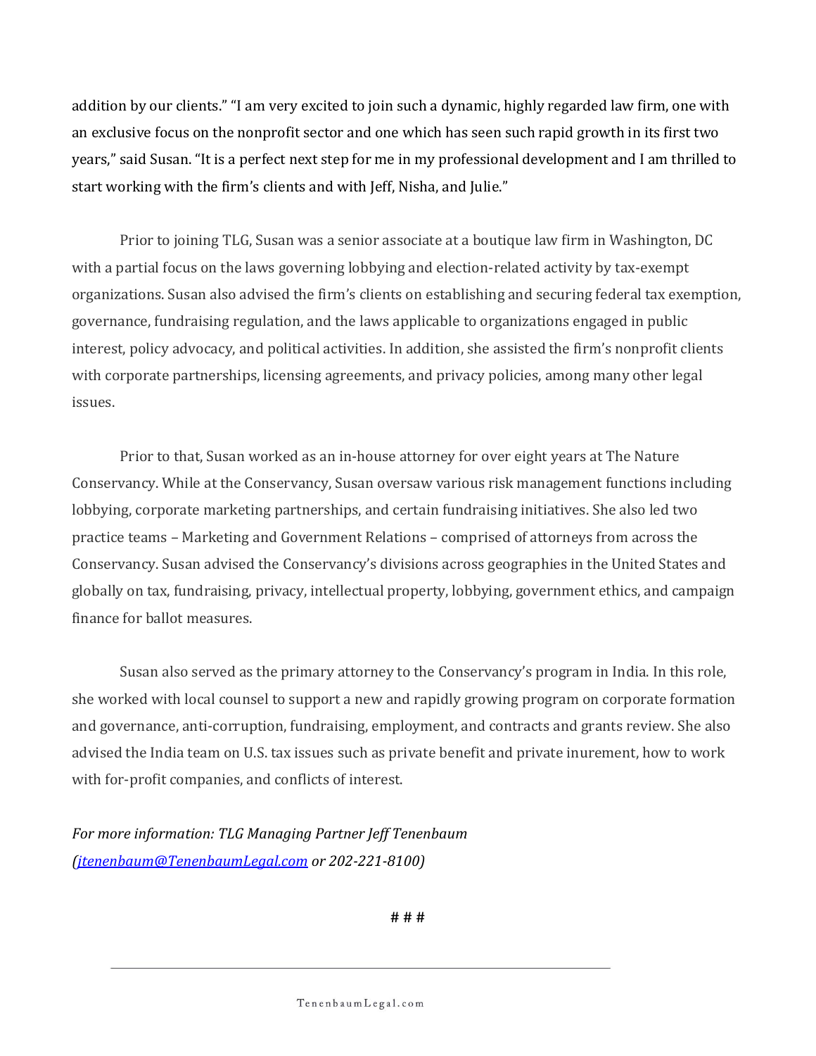addition by our clients." "I am very excited to join such a dynamic, highly regarded law firm, one with an exclusive focus on the nonprofit sector and one which has seen such rapid growth in its first two years," said Susan. "It is a perfect next step for me in my professional development and I am thrilled to start working with the firm's clients and with Jeff, Nisha, and Julie."

Prior to joining TLG, Susan was a senior associate at a boutique law firm in Washington, DC with a partial focus on the laws governing lobbying and election-related activity by tax-exempt organizations. Susan also advised the firm's clients on establishing and securing federal tax exemption, governance, fundraising regulation, and the laws applicable to organizations engaged in public interest, policy advocacy, and political activities. In addition, she assisted the firm's nonprofit clients with corporate partnerships, licensing agreements, and privacy policies, among many other legal issues.

Prior to that, Susan worked as an in-house attorney for over eight years at The Nature Conservancy. While at the Conservancy, Susan oversaw various risk management functions including lobbying, corporate marketing partnerships, and certain fundraising initiatives. She also led two practice teams – Marketing and Government Relations – comprised of attorneys from across the Conservancy. Susan advised the Conservancy's divisions across geographies in the United States and globally on tax, fundraising, privacy, intellectual property, lobbying, government ethics, and campaign finance for ballot measures.

Susan also served as the primary attorney to the Conservancy's program in India. In this role, she worked with local counsel to support a new and rapidly growing program on corporate formation and governance, anti-corruption, fundraising, employment, and contracts and grants review. She also advised the India team on U.S. tax issues such as private benefit and private inurement, how to work with for-profit companies, and conflicts of interest.

*For more information: TLG Managing Partner Jeff Tenenbaum (jtenenbaum@TenenbaumLegal.com or 202-221-8100)*

# # #